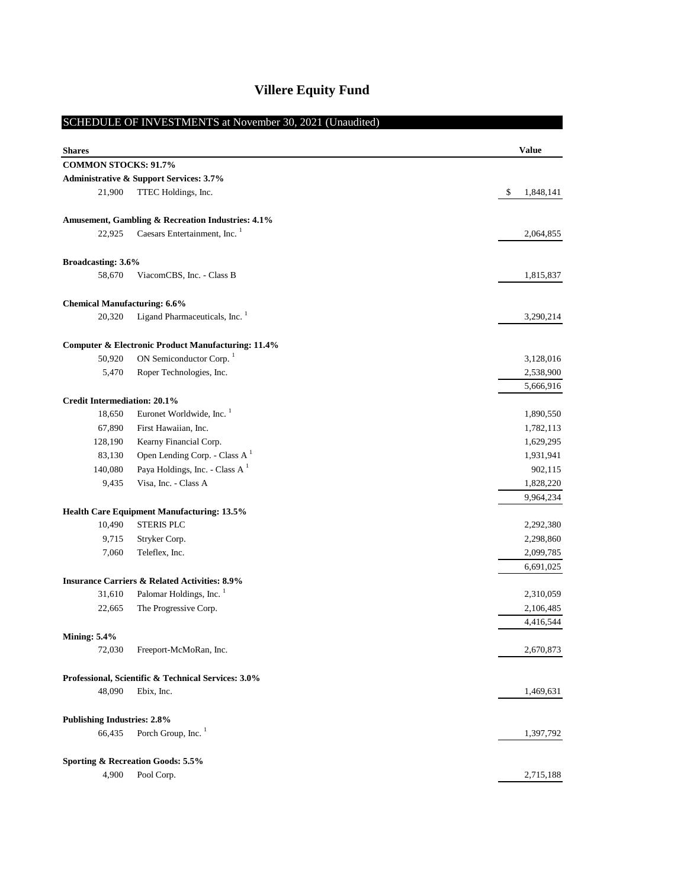# Villere Equity Fund

## SCHEDULE OF INVESTMENTS at November 30, 2021 (Unaudited)

| Shares | | Value |
|---|---|---|
| **COMMON STOCKS: 91.7%** | | |
| **Administrative & Support Services: 3.7%** | | |
| 21,900 | TTEC Holdings, Inc. | $ 1,848,141 |
| **Amusement, Gambling & Recreation Industries: 4.1%** | | |
| 22,925 | Caesars Entertainment, Inc. [1] | 2,064,855 |
| **Broadcasting: 3.6%** | | |
| 58,670 | ViacomCBS, Inc. - Class B | 1,815,837 |
| **Chemical Manufacturing: 6.6%** | | |
| 20,320 | Ligand Pharmaceuticals, Inc. [1] | 3,290,214 |
| **Computer & Electronic Product Manufacturing: 11.4%** | | |
| 50,920 | ON Semiconductor Corp. [1] | 3,128,016 |
| 5,470 | Roper Technologies, Inc. | 2,538,900 |
| | | 5,666,916 |
| **Credit Intermediation: 20.1%** | | |
| 18,650 | Euronet Worldwide, Inc. [1] | 1,890,550 |
| 67,890 | First Hawaiian, Inc. | 1,782,113 |
| 128,190 | Kearny Financial Corp. | 1,629,295 |
| 83,130 | Open Lending Corp. - Class A [1] | 1,931,941 |
| 140,080 | Paya Holdings, Inc. - Class A [1] | 902,115 |
| 9,435 | Visa, Inc. - Class A | 1,828,220 |
| | | 9,964,234 |
| **Health Care Equipment Manufacturing: 13.5%** | | |
| 10,490 | STERIS PLC | 2,292,380 |
| 9,715 | Stryker Corp. | 2,298,860 |
| 7,060 | Teleflex, Inc. | 2,099,785 |
| | | 6,691,025 |
| **Insurance Carriers & Related Activities: 8.9%** | | |
| 31,610 | Palomar Holdings, Inc. [1] | 2,310,059 |
| 22,665 | The Progressive Corp. | 2,106,485 |
| | | 4,416,544 |
| **Mining: 5.4%** | | |
| 72,030 | Freeport-McMoRan, Inc. | 2,670,873 |
| **Professional, Scientific & Technical Services: 3.0%** | | |
| 48,090 | Ebix, Inc. | 1,469,631 |
| **Publishing Industries: 2.8%** | | |
| 66,435 | Porch Group, Inc. [1] | 1,397,792 |
| **Sporting & Recreation Goods: 5.5%** | | |
| 4,900 | Pool Corp. | 2,715,188 |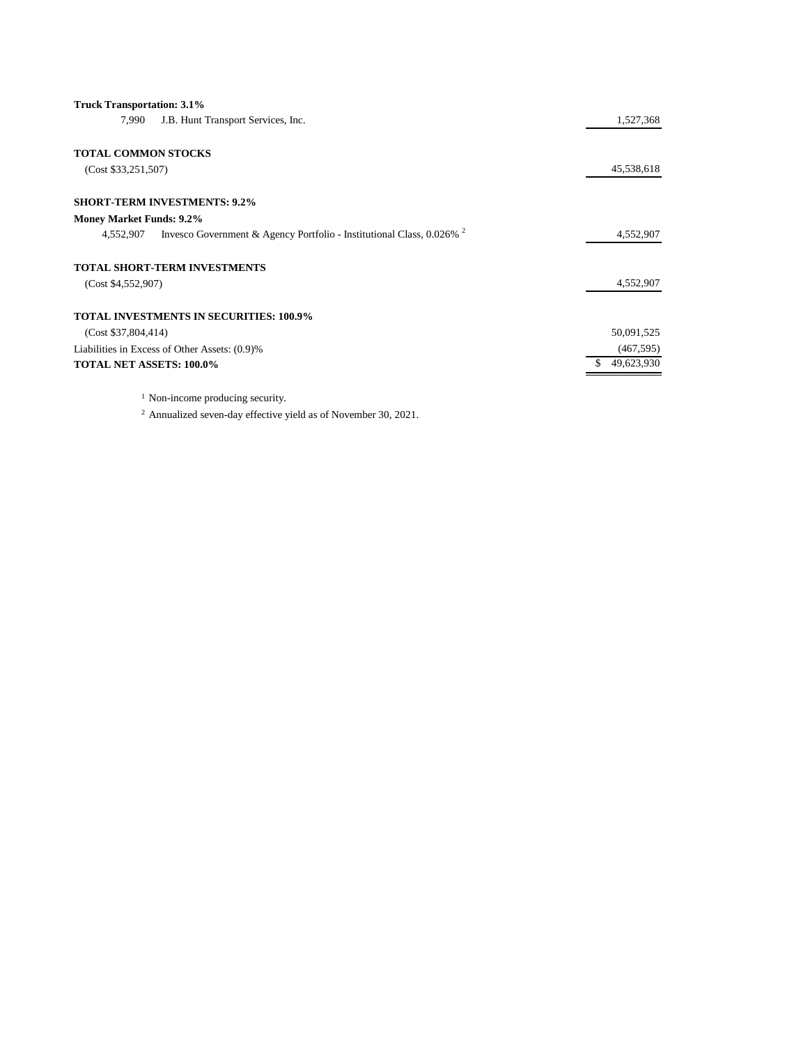| | | |
|---|---|---|
| **Truck Transportation: 3.1%** | | |
| 7,990 | J.B. Hunt Transport Services, Inc. | 1,527,368 |
| | | |
| **TOTAL COMMON STOCKS** | | |
| (Cost $33,251,507) | | 45,538,618 |
| | | |
| **SHORT-TERM INVESTMENTS: 9.2%** | | |
| **Money Market Funds: 9.2%** | | |
| 4,552,907 | Invesco Government & Agency Portfolio - Institutional Class, 0.026% [2] | 4,552,907 |
| | | |
| **TOTAL SHORT-TERM INVESTMENTS** | | |
| (Cost $4,552,907) | | 4,552,907 |
| | | |
| **TOTAL INVESTMENTS IN SECURITIES: 100.9%** | | |
| (Cost $37,804,414) | | 50,091,525 |
| Liabilities in Excess of Other Assets: (0.9)% | | (467,595) |
| **TOTAL NET ASSETS: 100.0%** | | $ 49,623,930 |

[1] Non-income producing security.

[2] Annualized seven-day effective yield as of November 30, 2021.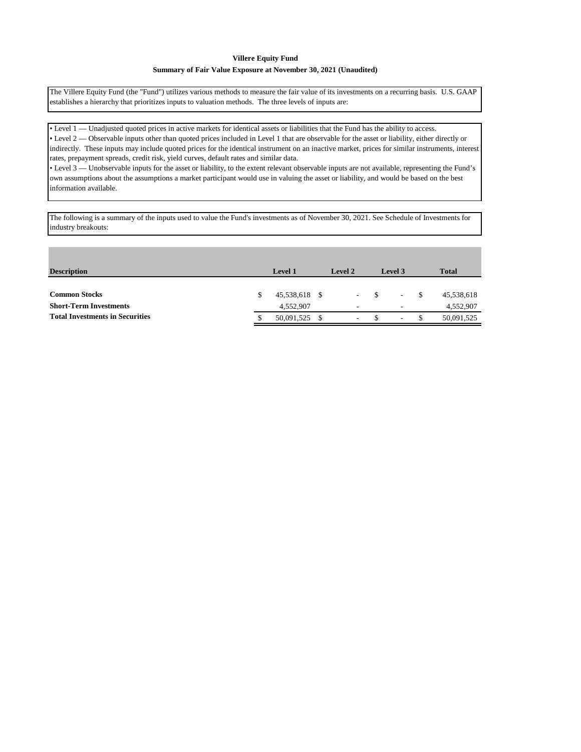**Villere Equity Fund**

**Summary of Fair Value Exposure at November 30, 2021 (Unaudited)**

The Villere Equity Fund (the "Fund") utilizes various methods to measure the fair value of its investments on a recurring basis. U.S. GAAP establishes a hierarchy that prioritizes inputs to valuation methods. The three levels of inputs are:

• Level 1 — Unadjusted quoted prices in active markets for identical assets or liabilities that the Fund has the ability to access.
• Level 2 — Observable inputs other than quoted prices included in Level 1 that are observable for the asset or liability, either directly or indirectly. These inputs may include quoted prices for the identical instrument on an inactive market, prices for similar instruments, interest rates, prepayment spreads, credit risk, yield curves, default rates and similar data.
• Level 3 — Unobservable inputs for the asset or liability, to the extent relevant observable inputs are not available, representing the Fund's own assumptions about the assumptions a market participant would use in valuing the asset or liability, and would be based on the best information available.

The following is a summary of the inputs used to value the Fund's investments as of November 30, 2021. See Schedule of Investments for industry breakouts:

| Description | Level 1 | Level 2 | Level 3 | Total |
|---|---|---|---|---|
| **Common Stocks** | $ 45,538,618 | $ - | $ - | $ 45,538,618 |
| **Short-Term Investments** | 4,552,907 | - | - | 4,552,907 |
| **Total Investments in Securities** | $ 50,091,525 | $ - | $ - | $ 50,091,525 |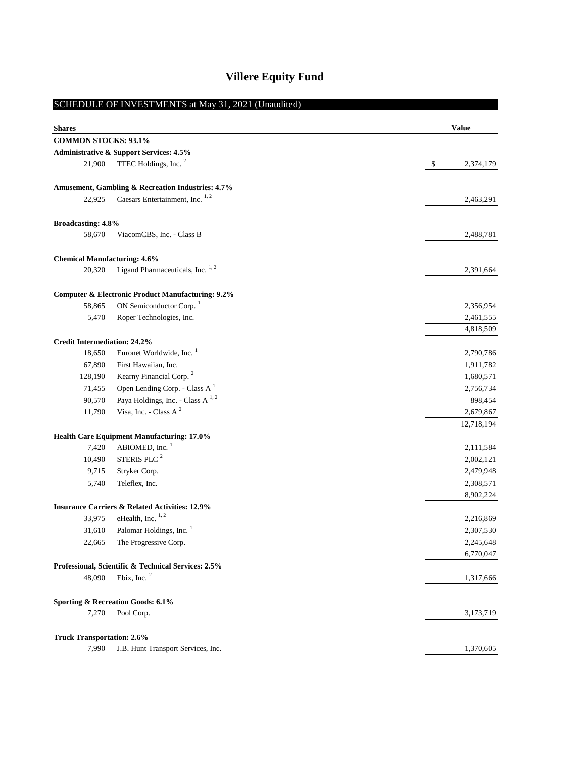# Villere Equity Fund

## SCHEDULE OF INVESTMENTS at May 31, 2021 (Unaudited)

| Shares | | Value |
|---|---|---|
| **COMMON STOCKS: 93.1%** | | |
| **Administrative & Support Services: 4.5%** | | |
| 21,900 | TTEC Holdings, Inc. [2] | $ 2,374,179 |
| **Amusement, Gambling & Recreation Industries: 4.7%** | | |
| 22,925 | Caesars Entertainment, Inc. [1, 2] | 2,463,291 |
| **Broadcasting: 4.8%** | | |
| 58,670 | ViacomCBS, Inc. - Class B | 2,488,781 |
| **Chemical Manufacturing: 4.6%** | | |
| 20,320 | Ligand Pharmaceuticals, Inc. [1, 2] | 2,391,664 |
| **Computer & Electronic Product Manufacturing: 9.2%** | | |
| 58,865 | ON Semiconductor Corp. [1] | 2,356,954 |
| 5,470 | Roper Technologies, Inc. | 2,461,555 |
| | | 4,818,509 |
| **Credit Intermediation: 24.2%** | | |
| 18,650 | Euronet Worldwide, Inc. [1] | 2,790,786 |
| 67,890 | First Hawaiian, Inc. | 1,911,782 |
| 128,190 | Kearny Financial Corp. [2] | 1,680,571 |
| 71,455 | Open Lending Corp. - Class A [1] | 2,756,734 |
| 90,570 | Paya Holdings, Inc. - Class A [1, 2] | 898,454 |
| 11,790 | Visa, Inc. - Class A [2] | 2,679,867 |
| | | 12,718,194 |
| **Health Care Equipment Manufacturing: 17.0%** | | |
| 7,420 | ABIOMED, Inc. [1] | 2,111,584 |
| 10,490 | STERIS PLC [2] | 2,002,121 |
| 9,715 | Stryker Corp. | 2,479,948 |
| 5,740 | Teleflex, Inc. | 2,308,571 |
| | | 8,902,224 |
| **Insurance Carriers & Related Activities: 12.9%** | | |
| 33,975 | eHealth, Inc. [1, 2] | 2,216,869 |
| 31,610 | Palomar Holdings, Inc. [1] | 2,307,530 |
| 22,665 | The Progressive Corp. | 2,245,648 |
| | | 6,770,047 |
| **Professional, Scientific & Technical Services: 2.5%** | | |
| 48,090 | Ebix, Inc. [2] | 1,317,666 |
| **Sporting & Recreation Goods: 6.1%** | | |
| 7,270 | Pool Corp. | 3,173,719 |
| **Truck Transportation: 2.6%** | | |
| 7,990 | J.B. Hunt Transport Services, Inc. | 1,370,605 |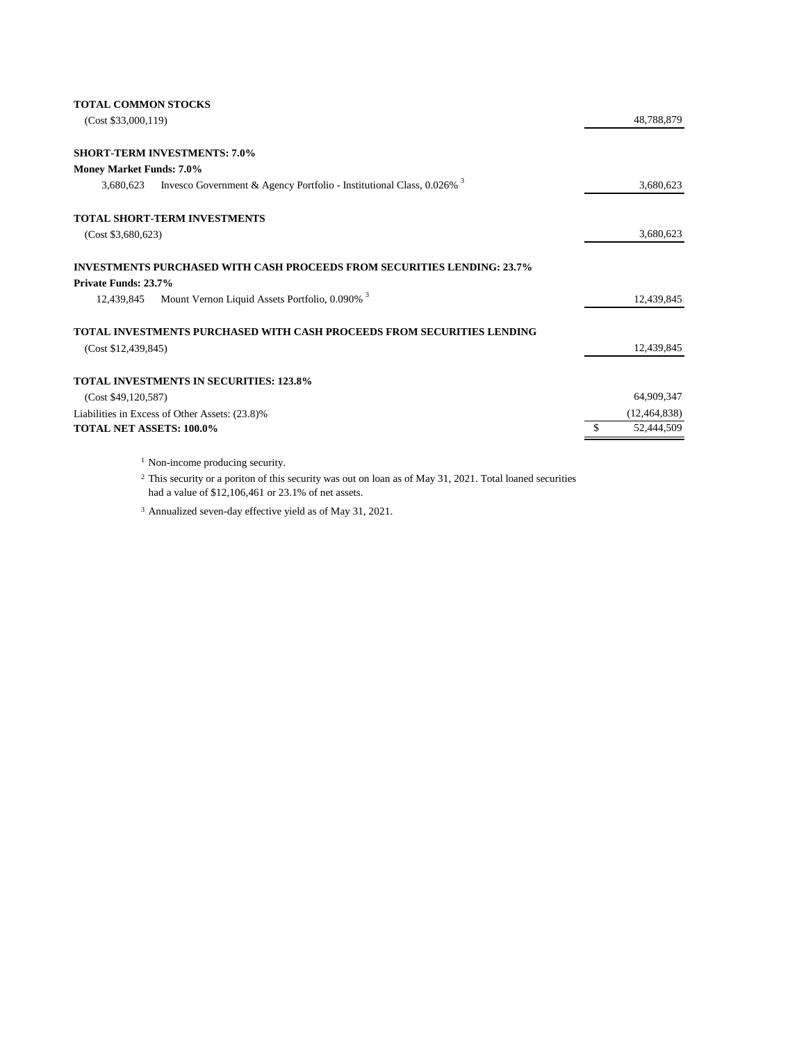| | | |
|---|---|---|
| **TOTAL COMMON STOCKS** | | |
| (Cost $33,000,119) | | 48,788,879 |
| | | |
| **SHORT-TERM INVESTMENTS: 7.0%** | | |
| **Money Market Funds: 7.0%** | | |
| 3,680,623 | Invesco Government & Agency Portfolio - Institutional Class, 0.026% [3] | 3,680,623 |
| | | |
| **TOTAL SHORT-TERM INVESTMENTS** | | |
| (Cost $3,680,623) | | 3,680,623 |
| | | |
| **INVESTMENTS PURCHASED WITH CASH PROCEEDS FROM SECURITIES LENDING: 23.7%** | | |
| **Private Funds: 23.7%** | | |
| 12,439,845 | Mount Vernon Liquid Assets Portfolio, 0.090% [3] | 12,439,845 |
| | | |
| **TOTAL INVESTMENTS PURCHASED WITH CASH PROCEEDS FROM SECURITIES LENDING** | | |
| (Cost $12,439,845) | | 12,439,845 |
| | | |
| **TOTAL INVESTMENTS IN SECURITIES: 123.8%** | | |
| (Cost $49,120,587) | | 64,909,347 |
| Liabilities in Excess of Other Assets: (23.8)% | | (12,464,838) |
| **TOTAL NET ASSETS: 100.0%** | | $ 52,444,509 |

[1] Non-income producing security.

[2] This security or a poriton of this security was out on loan as of May 31, 2021. Total loaned securities had a value of $12,106,461 or 23.1% of net assets.

[3] Annualized seven-day effective yield as of May 31, 2021.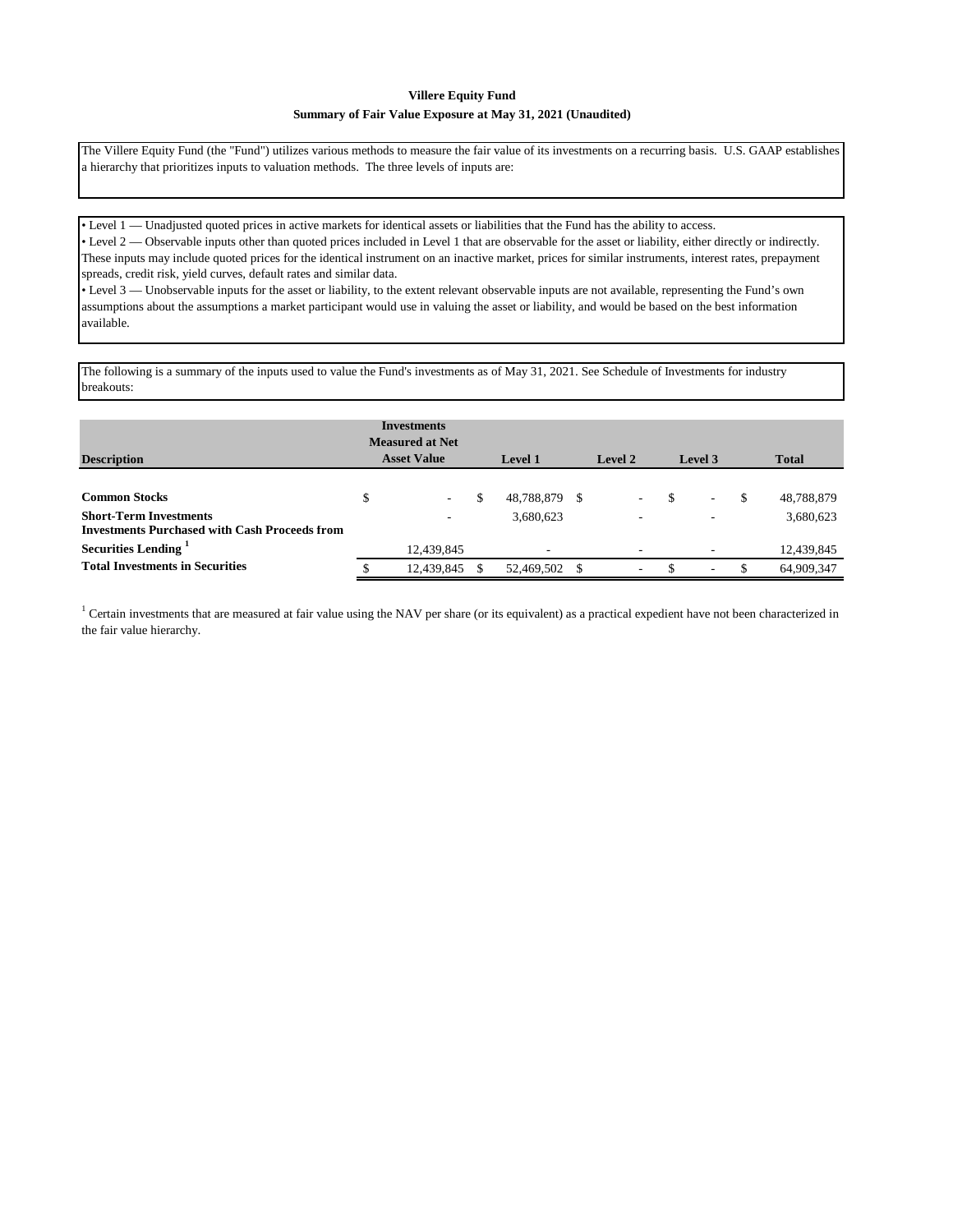**Villere Equity Fund**

**Summary of Fair Value Exposure at May 31, 2021 (Unaudited)**

The Villere Equity Fund (the "Fund") utilizes various methods to measure the fair value of its investments on a recurring basis. U.S. GAAP establishes a hierarchy that prioritizes inputs to valuation methods. The three levels of inputs are:

• Level 1 — Unadjusted quoted prices in active markets for identical assets or liabilities that the Fund has the ability to access.
• Level 2 — Observable inputs other than quoted prices included in Level 1 that are observable for the asset or liability, either directly or indirectly. These inputs may include quoted prices for the identical instrument on an inactive market, prices for similar instruments, interest rates, prepayment spreads, credit risk, yield curves, default rates and similar data.
• Level 3 — Unobservable inputs for the asset or liability, to the extent relevant observable inputs are not available, representing the Fund's own assumptions about the assumptions a market participant would use in valuing the asset or liability, and would be based on the best information available.

The following is a summary of the inputs used to value the Fund's investments as of May 31, 2021. See Schedule of Investments for industry breakouts:

| Description | Investments Measured at Net Asset Value | Level 1 | Level 2 | Level 3 | Total |
|---|---|---|---|---|---|
| **Common Stocks** | $ - | $ 48,788,879 | $ - | $ - | $ 48,788,879 |
| **Short-Term Investments** | - | 3,680,623 | - | - | 3,680,623 |
| **Investments Purchased with Cash Proceeds from Securities Lending [1]** | 12,439,845 | - | - | - | 12,439,845 |
| **Total Investments in Securities** | $ 12,439,845 | $ 52,469,502 | $ - | $ - | $ 64,909,347 |

[1] Certain investments that are measured at fair value using the NAV per share (or its equivalent) as a practical expedient have not been characterized in the fair value hierarchy.